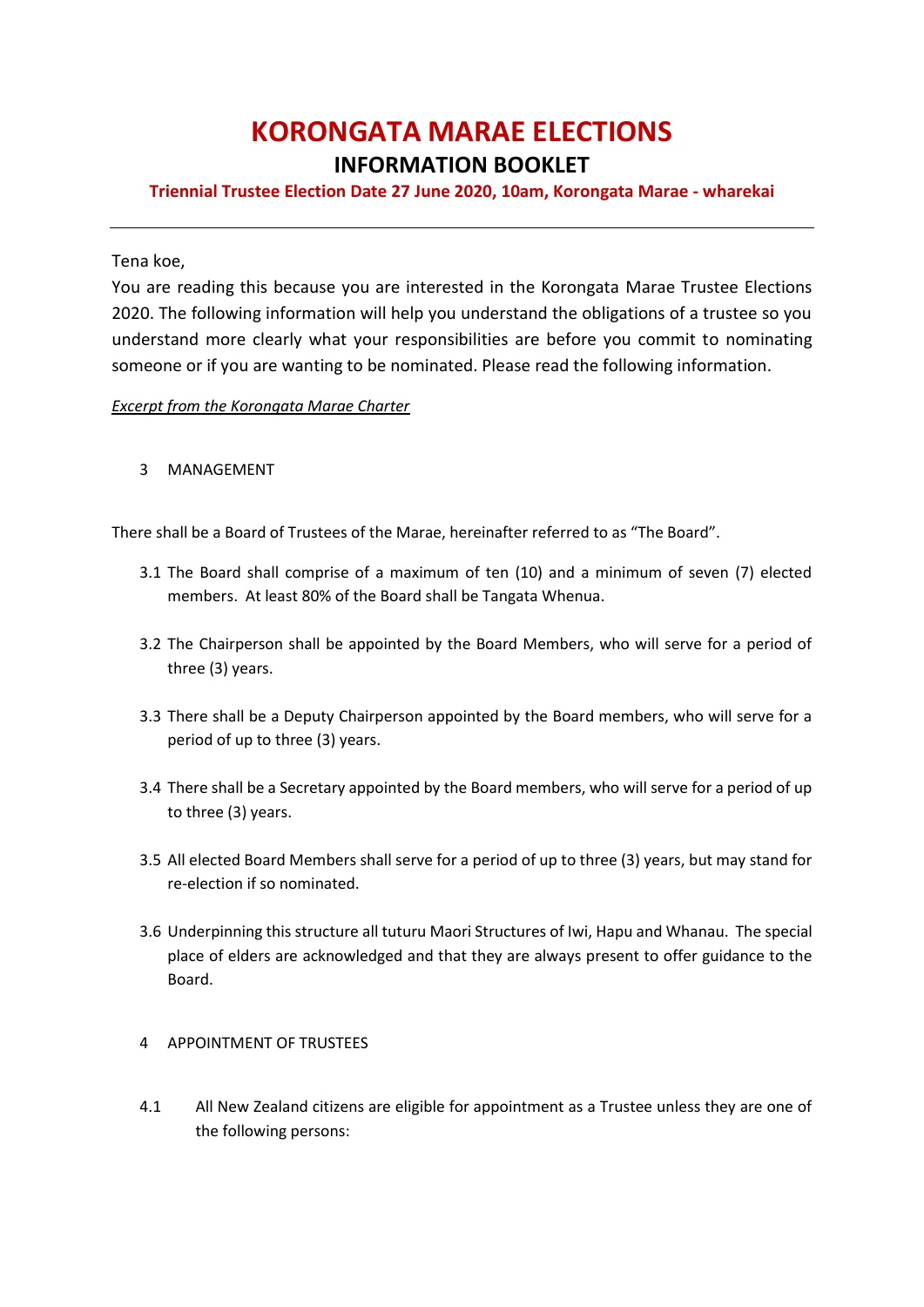# KORONGATA MARAE ELECTIONS

## INFORMATION BOOKLET

**Triennial Trustee Election Date 27 June 2020, 10am, Korongata Marae - wharekai**

---

Tena koe,

You are reading this because you are interested in the Korongata Marae Trustee Elections 2020. The following information will help you understand the obligations of a trustee so you understand more clearly what your responsibilities are before you commit to nominating someone or if you are wanting to be nominated. Please read the following information.

*Excerpt from the Korongata Marae Charter*

3 MANAGEMENT

There shall be a Board of Trustees of the Marae, hereinafter referred to as "The Board".

3.1 The Board shall comprise of a maximum of ten (10) and a minimum of seven (7) elected members. At least 80% of the Board shall be Tangata Whenua.

3.2 The Chairperson shall be appointed by the Board Members, who will serve for a period of three (3) years.

3.3 There shall be a Deputy Chairperson appointed by the Board members, who will serve for a period of up to three (3) years.

3.4 There shall be a Secretary appointed by the Board members, who will serve for a period of up to three (3) years.

3.5 All elected Board Members shall serve for a period of up to three (3) years, but may stand for re-election if so nominated.

3.6 Underpinning this structure all tuturu Maori Structures of Iwi, Hapu and Whanau. The special place of elders are acknowledged and that they are always present to offer guidance to the Board.

4 APPOINTMENT OF TRUSTEES

4.1 All New Zealand citizens are eligible for appointment as a Trustee unless they are one of the following persons: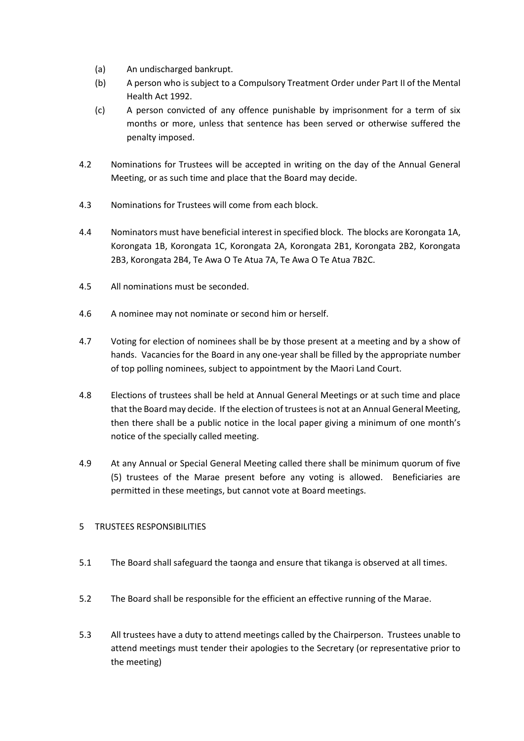(a) An undischarged bankrupt.

(b) A person who is subject to a Compulsory Treatment Order under Part II of the Mental Health Act 1992.

(c) A person convicted of any offence punishable by imprisonment for a term of six months or more, unless that sentence has been served or otherwise suffered the penalty imposed.

4.2 Nominations for Trustees will be accepted in writing on the day of the Annual General Meeting, or as such time and place that the Board may decide.

4.3 Nominations for Trustees will come from each block.

4.4 Nominators must have beneficial interest in specified block. The blocks are Korongata 1A, Korongata 1B, Korongata 1C, Korongata 2A, Korongata 2B1, Korongata 2B2, Korongata 2B3, Korongata 2B4, Te Awa O Te Atua 7A, Te Awa O Te Atua 7B2C.

4.5 All nominations must be seconded.

4.6 A nominee may not nominate or second him or herself.

4.7 Voting for election of nominees shall be by those present at a meeting and by a show of hands. Vacancies for the Board in any one-year shall be filled by the appropriate number of top polling nominees, subject to appointment by the Maori Land Court.

4.8 Elections of trustees shall be held at Annual General Meetings or at such time and place that the Board may decide. If the election of trustees is not at an Annual General Meeting, then there shall be a public notice in the local paper giving a minimum of one month's notice of the specially called meeting.

4.9 At any Annual or Special General Meeting called there shall be minimum quorum of five (5) trustees of the Marae present before any voting is allowed. Beneficiaries are permitted in these meetings, but cannot vote at Board meetings.

## 5 TRUSTEES RESPONSIBILITIES

5.1 The Board shall safeguard the taonga and ensure that tikanga is observed at all times.

5.2 The Board shall be responsible for the efficient an effective running of the Marae.

5.3 All trustees have a duty to attend meetings called by the Chairperson. Trustees unable to attend meetings must tender their apologies to the Secretary (or representative prior to the meeting)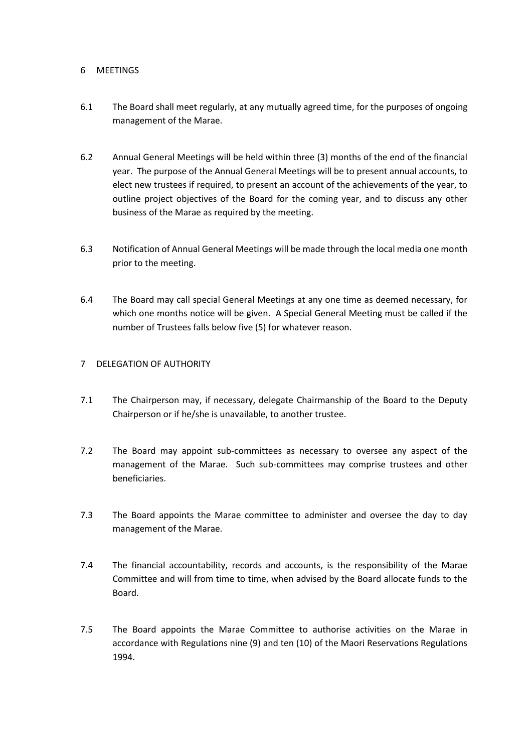## 6 MEETINGS

6.1 The Board shall meet regularly, at any mutually agreed time, for the purposes of ongoing management of the Marae.

6.2 Annual General Meetings will be held within three (3) months of the end of the financial year. The purpose of the Annual General Meetings will be to present annual accounts, to elect new trustees if required, to present an account of the achievements of the year, to outline project objectives of the Board for the coming year, and to discuss any other business of the Marae as required by the meeting.

6.3 Notification of Annual General Meetings will be made through the local media one month prior to the meeting.

6.4 The Board may call special General Meetings at any one time as deemed necessary, for which one months notice will be given. A Special General Meeting must be called if the number of Trustees falls below five (5) for whatever reason.

## 7 DELEGATION OF AUTHORITY

7.1 The Chairperson may, if necessary, delegate Chairmanship of the Board to the Deputy Chairperson or if he/she is unavailable, to another trustee.

7.2 The Board may appoint sub-committees as necessary to oversee any aspect of the management of the Marae. Such sub-committees may comprise trustees and other beneficiaries.

7.3 The Board appoints the Marae committee to administer and oversee the day to day management of the Marae.

7.4 The financial accountability, records and accounts, is the responsibility of the Marae Committee and will from time to time, when advised by the Board allocate funds to the Board.

7.5 The Board appoints the Marae Committee to authorise activities on the Marae in accordance with Regulations nine (9) and ten (10) of the Maori Reservations Regulations 1994.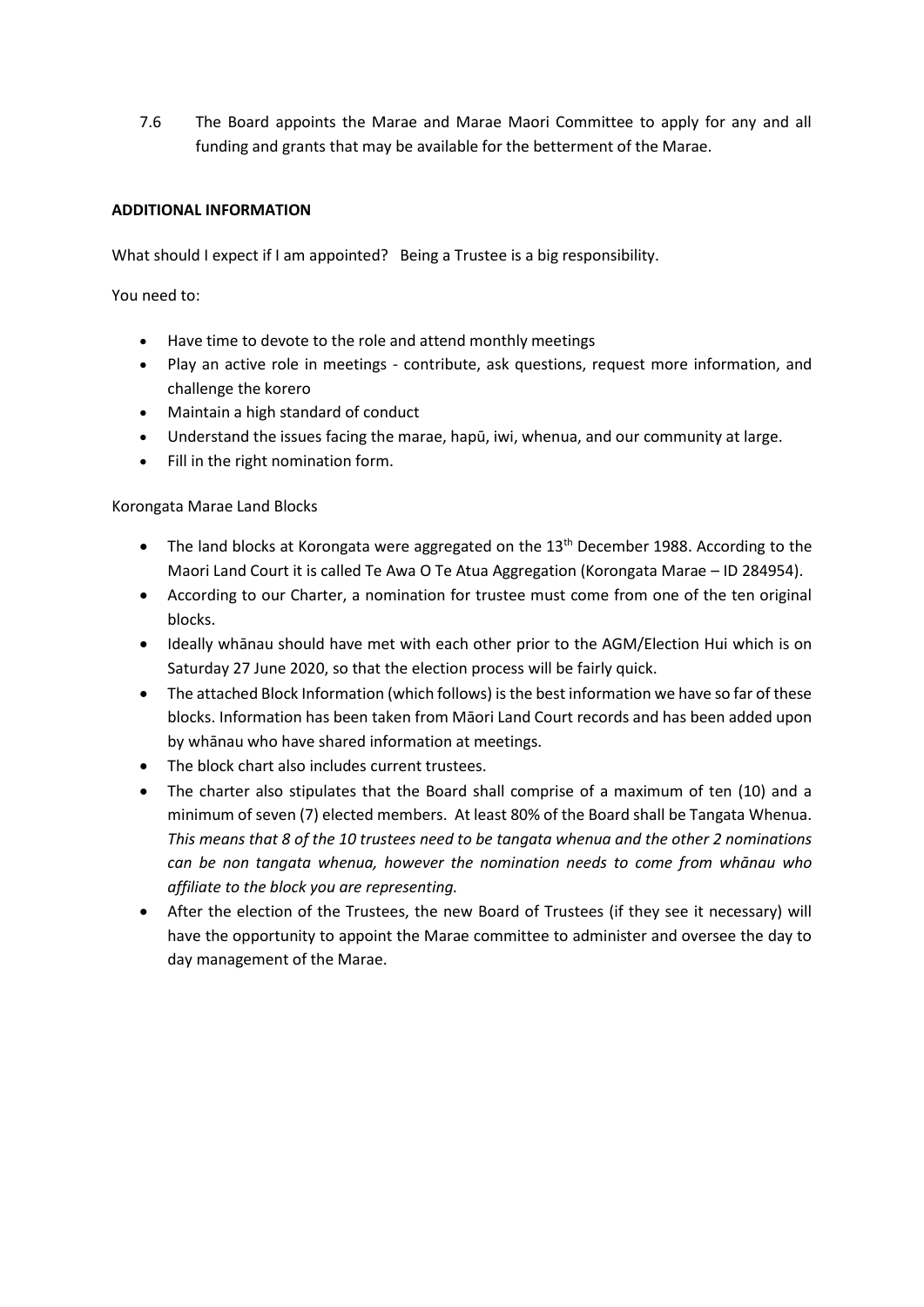7.6 The Board appoints the Marae and Marae Maori Committee to apply for any and all funding and grants that may be available for the betterment of the Marae.

**ADDITIONAL INFORMATION**

What should I expect if I am appointed? Being a Trustee is a big responsibility.

You need to:

- Have time to devote to the role and attend monthly meetings
- Play an active role in meetings - contribute, ask questions, request more information, and challenge the korero
- Maintain a high standard of conduct
- Understand the issues facing the marae, hapū, iwi, whenua, and our community at large.
- Fill in the right nomination form.

Korongata Marae Land Blocks

- The land blocks at Korongata were aggregated on the 13th December 1988. According to the Maori Land Court it is called Te Awa O Te Atua Aggregation (Korongata Marae – ID 284954).
- According to our Charter, a nomination for trustee must come from one of the ten original blocks.
- Ideally whānau should have met with each other prior to the AGM/Election Hui which is on Saturday 27 June 2020, so that the election process will be fairly quick.
- The attached Block Information (which follows) is the best information we have so far of these blocks. Information has been taken from Māori Land Court records and has been added upon by whānau who have shared information at meetings.
- The block chart also includes current trustees.
- The charter also stipulates that the Board shall comprise of a maximum of ten (10) and a minimum of seven (7) elected members. At least 80% of the Board shall be Tangata Whenua. *This means that 8 of the 10 trustees need to be tangata whenua and the other 2 nominations can be non tangata whenua, however the nomination needs to come from whānau who affiliate to the block you are representing.*
- After the election of the Trustees, the new Board of Trustees (if they see it necessary) will have the opportunity to appoint the Marae committee to administer and oversee the day to day management of the Marae.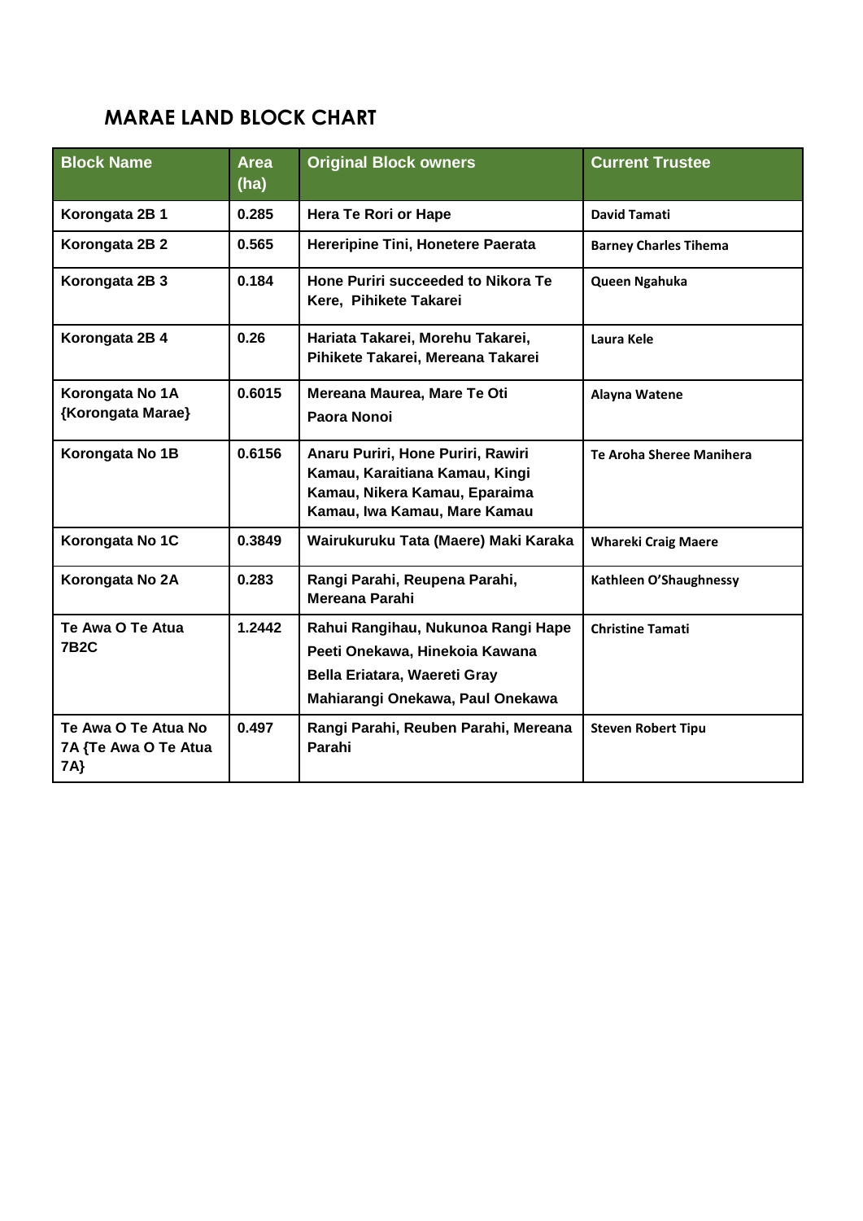## MARAE LAND BLOCK CHART

| Block Name | Area (ha) | Original Block owners | Current Trustee |
|---|---|---|---|
| Korongata 2B 1 | 0.285 | Hera Te Rori or Hape | David Tamati |
| Korongata 2B 2 | 0.565 | Hereripine Tini, Honetere Paerata | Barney Charles Tihema |
| Korongata 2B 3 | 0.184 | Hone Puriri succeeded to Nikora Te Kere, Pihikete Takarei | Queen Ngahuka |
| Korongata 2B 4 | 0.26 | Hariata Takarei, Morehu Takarei, Pihikete Takarei, Mereana Takarei | Laura Kele |
| Korongata No 1A {Korongata Marae} | 0.6015 | Mereana Maurea, Mare Te Oti Paora Nonoi | Alayna Watene |
| Korongata No 1B | 0.6156 | Anaru Puriri, Hone Puriri, Rawiri Kamau, Karaitiana Kamau, Kingi Kamau, Nikera Kamau, Eparaima Kamau, Iwa Kamau, Mare Kamau | Te Aroha Sheree Manihera |
| Korongata No 1C | 0.3849 | Wairukuruku Tata (Maere) Maki Karaka | Whareki Craig Maere |
| Korongata No 2A | 0.283 | Rangi Parahi, Reupena Parahi, Mereana Parahi | Kathleen O'Shaughnessy |
| Te Awa O Te Atua 7B2C | 1.2442 | Rahui Rangihau, Nukunoa Rangi Hape Peeti Onekawa, Hinekoia Kawana Bella Eriatara, Waereti Gray Mahiarangi Onekawa, Paul Onekawa | Christine Tamati |
| Te Awa O Te Atua No 7A {Te Awa O Te Atua 7A} | 0.497 | Rangi Parahi, Reuben Parahi, Mereana Parahi | Steven Robert Tipu |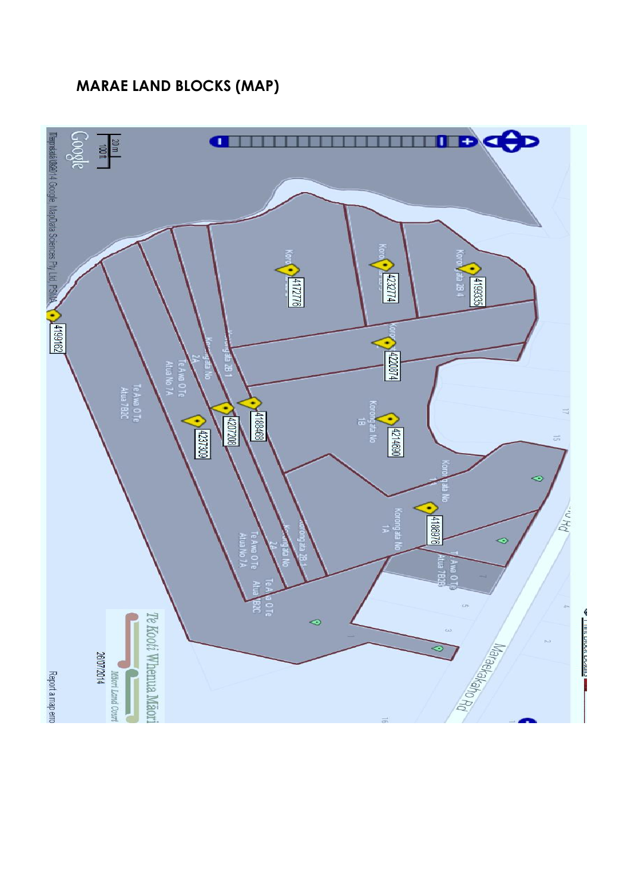## MARAE LAND BLOCKS (MAP)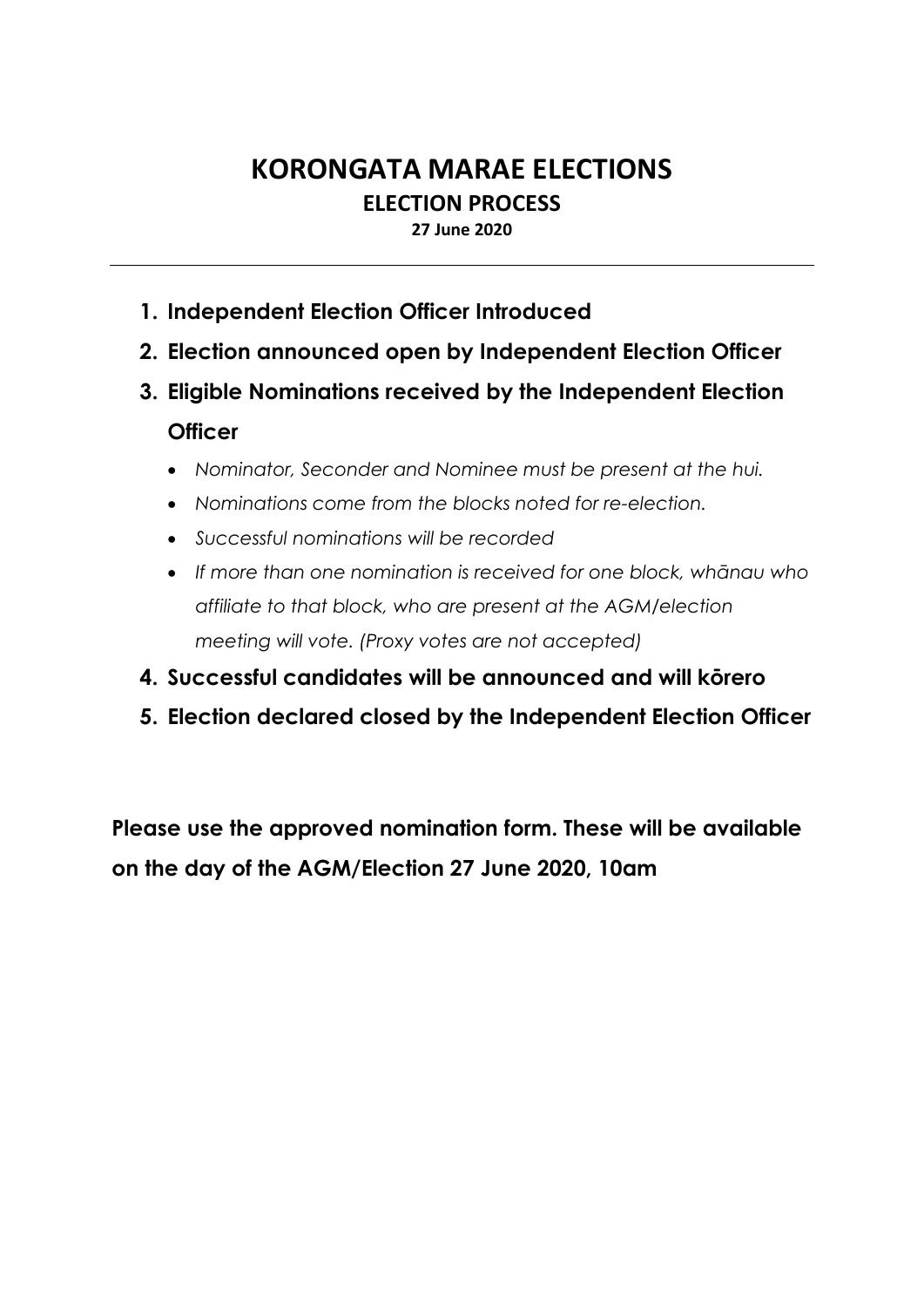# KORONGATA MARAE ELECTIONS

## ELECTION PROCESS

### 27 June 2020

---

1. **Independent Election Officer Introduced**
2. **Election announced open by Independent Election Officer**
3. **Eligible Nominations received by the Independent Election Officer**
   - *Nominator, Seconder and Nominee must be present at the hui.*
   - *Nominations come from the blocks noted for re-election.*
   - *Successful nominations will be recorded*
   - *If more than one nomination is received for one block, whānau who affiliate to that block, who are present at the AGM/election meeting will vote. (Proxy votes are not accepted)*
4. **Successful candidates will be announced and will kōrero**
5. **Election declared closed by the Independent Election Officer**

**Please use the approved nomination form. These will be available on the day of the AGM/Election 27 June 2020, 10am**